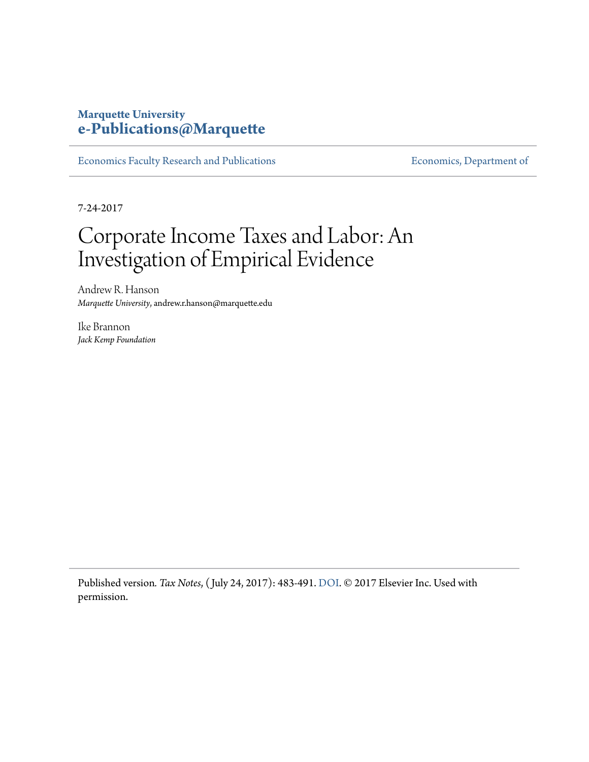**Marquette University**
**e-Publications@Marquette**

---

Economics Faculty Research and Publications | Economics, Department of

---

7-24-2017

# Corporate Income Taxes and Labor: An Investigation of Empirical Evidence

Andrew R. Hanson
*Marquette University*, andrew.r.hanson@marquette.edu

Ike Brannon
*Jack Kemp Foundation*

---

Published version. *Tax Notes*, (July 24, 2017): 483-491. DOI. © 2017 Elsevier Inc. Used with permission.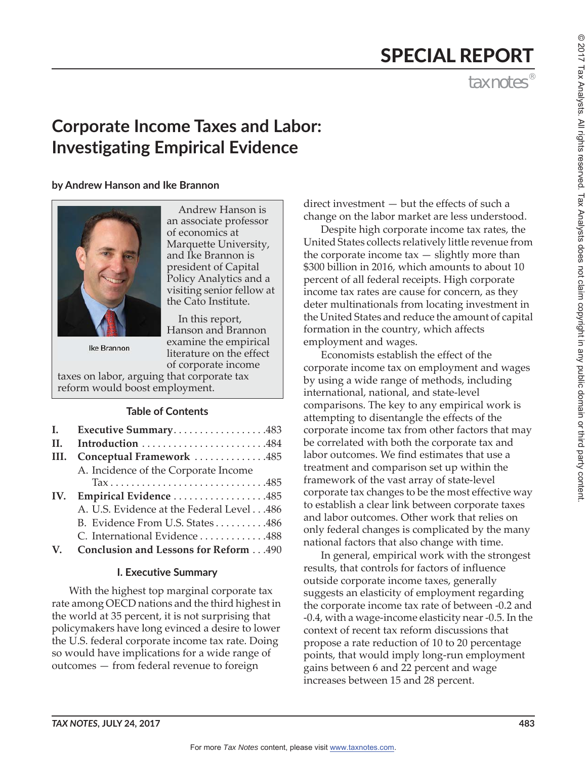# SPECIAL REPORT

taxnotes®

# Corporate Income Taxes and Labor: Investigating Empirical Evidence

**by Andrew Hanson and Ike Brannon**

Ike Brannon

Andrew Hanson is an associate professor of economics at Marquette University, and Ike Brannon is president of Capital Policy Analytics and a visiting senior fellow at the Cato Institute.

In this report, Hanson and Brannon examine the empirical literature on the effect of corporate income taxes on labor, arguing that corporate tax reform would boost employment.

## Table of Contents

| | | |
|---|---|---|
| I. | **Executive Summary** | 483 |
| II. | **Introduction** | 484 |
| III. | **Conceptual Framework** | 485 |
| | A. Incidence of the Corporate Income Tax | 485 |
| IV. | **Empirical Evidence** | 485 |
| | A. U.S. Evidence at the Federal Level | 486 |
| | B. Evidence From U.S. States | 486 |
| | C. International Evidence | 488 |
| V. | **Conclusion and Lessons for Reform** | 490 |

## I. Executive Summary

With the highest top marginal corporate tax rate among OECD nations and the third highest in the world at 35 percent, it is not surprising that policymakers have long evinced a desire to lower the U.S. federal corporate income tax rate. Doing so would have implications for a wide range of outcomes — from federal revenue to foreign direct investment — but the effects of such a change on the labor market are less understood.

Despite high corporate income tax rates, the United States collects relatively little revenue from the corporate income tax — slightly more than $300 billion in 2016, which amounts to about 10 percent of all federal receipts. High corporate income tax rates are cause for concern, as they deter multinationals from locating investment in the United States and reduce the amount of capital formation in the country, which affects employment and wages.

Economists establish the effect of the corporate income tax on employment and wages by using a wide range of methods, including international, national, and state-level comparisons. The key to any empirical work is attempting to disentangle the effects of the corporate income tax from other factors that may be correlated with both the corporate tax and labor outcomes. We find estimates that use a treatment and comparison set up within the framework of the vast array of state-level corporate tax changes to be the most effective way to establish a clear link between corporate taxes and labor outcomes. Other work that relies on only federal changes is complicated by the many national factors that also change with time.

In general, empirical work with the strongest results, that controls for factors of influence outside corporate income taxes, generally suggests an elasticity of employment regarding the corporate income tax rate of between -0.2 and -0.4, with a wage-income elasticity near -0.5. In the context of recent tax reform discussions that propose a rate reduction of 10 to 20 percentage points, that would imply long-run employment gains between 6 and 22 percent and wage increases between 15 and 28 percent.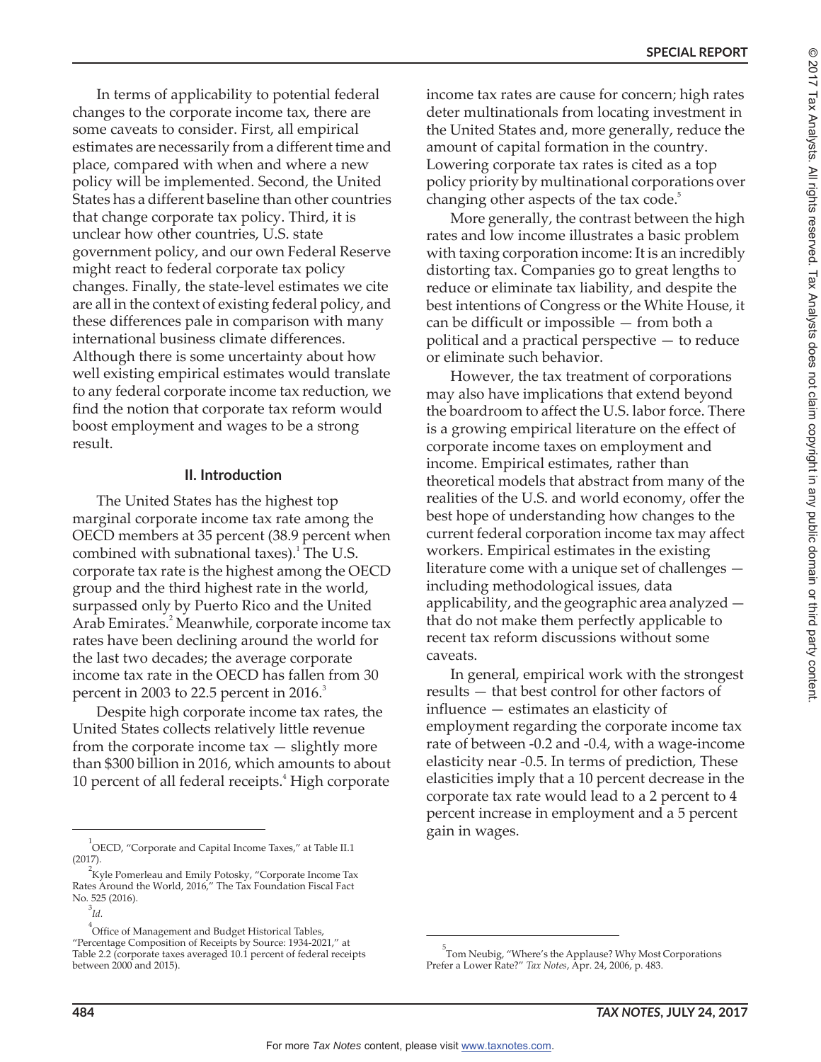In terms of applicability to potential federal changes to the corporate income tax, there are some caveats to consider. First, all empirical estimates are necessarily from a different time and place, compared with when and where a new policy will be implemented. Second, the United States has a different baseline than other countries that change corporate tax policy. Third, it is unclear how other countries, U.S. state government policy, and our own Federal Reserve might react to federal corporate tax policy changes. Finally, the state-level estimates we cite are all in the context of existing federal policy, and these differences pale in comparison with many international business climate differences. Although there is some uncertainty about how well existing empirical estimates would translate to any federal corporate income tax reduction, we find the notion that corporate tax reform would boost employment and wages to be a strong result.

## II. Introduction

The United States has the highest top marginal corporate income tax rate among the OECD members at 35 percent (38.9 percent when combined with subnational taxes).[1] The U.S. corporate tax rate is the highest among the OECD group and the third highest rate in the world, surpassed only by Puerto Rico and the United Arab Emirates.[2] Meanwhile, corporate income tax rates have been declining around the world for the last two decades; the average corporate income tax rate in the OECD has fallen from 30 percent in 2003 to 22.5 percent in 2016.[3]

Despite high corporate income tax rates, the United States collects relatively little revenue from the corporate income tax — slightly more than $300 billion in 2016, which amounts to about 10 percent of all federal receipts.[4] High corporate income tax rates are cause for concern; high rates deter multinationals from locating investment in the United States and, more generally, reduce the amount of capital formation in the country. Lowering corporate tax rates is cited as a top policy priority by multinational corporations over changing other aspects of the tax code.[5]

More generally, the contrast between the high rates and low income illustrates a basic problem with taxing corporation income: It is an incredibly distorting tax. Companies go to great lengths to reduce or eliminate tax liability, and despite the best intentions of Congress or the White House, it can be difficult or impossible — from both a political and a practical perspective — to reduce or eliminate such behavior.

However, the tax treatment of corporations may also have implications that extend beyond the boardroom to affect the U.S. labor force. There is a growing empirical literature on the effect of corporate income taxes on employment and income. Empirical estimates, rather than theoretical models that abstract from many of the realities of the U.S. and world economy, offer the best hope of understanding how changes to the current federal corporation income tax may affect workers. Empirical estimates in the existing literature come with a unique set of challenges — including methodological issues, data applicability, and the geographic area analyzed — that do not make them perfectly applicable to recent tax reform discussions without some caveats.

In general, empirical work with the strongest results — that best control for other factors of influence — estimates an elasticity of employment regarding the corporate income tax rate of between -0.2 and -0.4, with a wage-income elasticity near -0.5. In terms of prediction, These elasticities imply that a 10 percent decrease in the corporate tax rate would lead to a 2 percent to 4 percent increase in employment and a 5 percent gain in wages.

---

[1] OECD, "Corporate and Capital Income Taxes," at Table II.1 (2017).

[2] Kyle Pomerleau and Emily Potosky, "Corporate Income Tax Rates Around the World, 2016," The Tax Foundation Fiscal Fact No. 525 (2016).

[3] *Id.*

[4] Office of Management and Budget Historical Tables, "Percentage Composition of Receipts by Source: 1934-2021," at Table 2.2 (corporate taxes averaged 10.1 percent of federal receipts between 2000 and 2015).

[5] Tom Neubig, "Where's the Applause? Why Most Corporations Prefer a Lower Rate?" *Tax Notes*, Apr. 24, 2006, p. 483.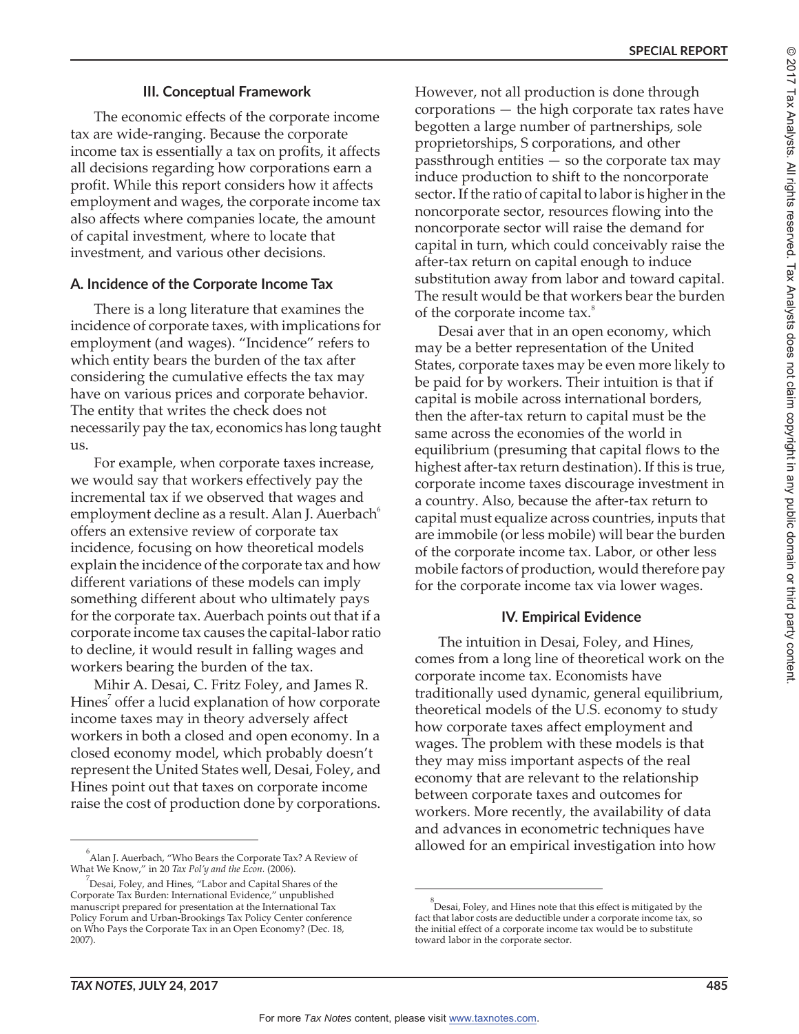## III. Conceptual Framework

The economic effects of the corporate income tax are wide-ranging. Because the corporate income tax is essentially a tax on profits, it affects all decisions regarding how corporations earn a profit. While this report considers how it affects employment and wages, the corporate income tax also affects where companies locate, the amount of capital investment, where to locate that investment, and various other decisions.

### A. Incidence of the Corporate Income Tax

There is a long literature that examines the incidence of corporate taxes, with implications for employment (and wages). "Incidence" refers to which entity bears the burden of the tax after considering the cumulative effects the tax may have on various prices and corporate behavior. The entity that writes the check does not necessarily pay the tax, economics has long taught us.

For example, when corporate taxes increase, we would say that workers effectively pay the incremental tax if we observed that wages and employment decline as a result. Alan J. Auerbach[6] offers an extensive review of corporate tax incidence, focusing on how theoretical models explain the incidence of the corporate tax and how different variations of these models can imply something different about who ultimately pays for the corporate tax. Auerbach points out that if a corporate income tax causes the capital-labor ratio to decline, it would result in falling wages and workers bearing the burden of the tax.

Mihir A. Desai, C. Fritz Foley, and James R. Hines[7] offer a lucid explanation of how corporate income taxes may in theory adversely affect workers in both a closed and open economy. In a closed economy model, which probably doesn't represent the United States well, Desai, Foley, and Hines point out that taxes on corporate income raise the cost of production done by corporations. However, not all production is done through corporations — the high corporate tax rates have begotten a large number of partnerships, sole proprietorships, S corporations, and other passthrough entities — so the corporate tax may induce production to shift to the noncorporate sector. If the ratio of capital to labor is higher in the noncorporate sector, resources flowing into the noncorporate sector will raise the demand for capital in turn, which could conceivably raise the after-tax return on capital enough to induce substitution away from labor and toward capital. The result would be that workers bear the burden of the corporate income tax.[8]

Desai aver that in an open economy, which may be a better representation of the United States, corporate taxes may be even more likely to be paid for by workers. Their intuition is that if capital is mobile across international borders, then the after-tax return to capital must be the same across the economies of the world in equilibrium (presuming that capital flows to the highest after-tax return destination). If this is true, corporate income taxes discourage investment in a country. Also, because the after-tax return to capital must equalize across countries, inputs that are immobile (or less mobile) will bear the burden of the corporate income tax. Labor, or other less mobile factors of production, would therefore pay for the corporate income tax via lower wages.

## IV. Empirical Evidence

The intuition in Desai, Foley, and Hines, comes from a long line of theoretical work on the corporate income tax. Economists have traditionally used dynamic, general equilibrium, theoretical models of the U.S. economy to study how corporate taxes affect employment and wages. The problem with these models is that they may miss important aspects of the real economy that are relevant to the relationship between corporate taxes and outcomes for workers. More recently, the availability of data and advances in econometric techniques have allowed for an empirical investigation into how

---

[6] Alan J. Auerbach, "Who Bears the Corporate Tax? A Review of What We Know," in 20 *Tax Pol'y and the Econ.* (2006).

[7] Desai, Foley, and Hines, "Labor and Capital Shares of the Corporate Tax Burden: International Evidence," unpublished manuscript prepared for presentation at the International Tax Policy Forum and Urban-Brookings Tax Policy Center conference on Who Pays the Corporate Tax in an Open Economy? (Dec. 18, 2007).

[8] Desai, Foley, and Hines note that this effect is mitigated by the fact that labor costs are deductible under a corporate income tax, so the initial effect of a corporate income tax would be to substitute toward labor in the corporate sector.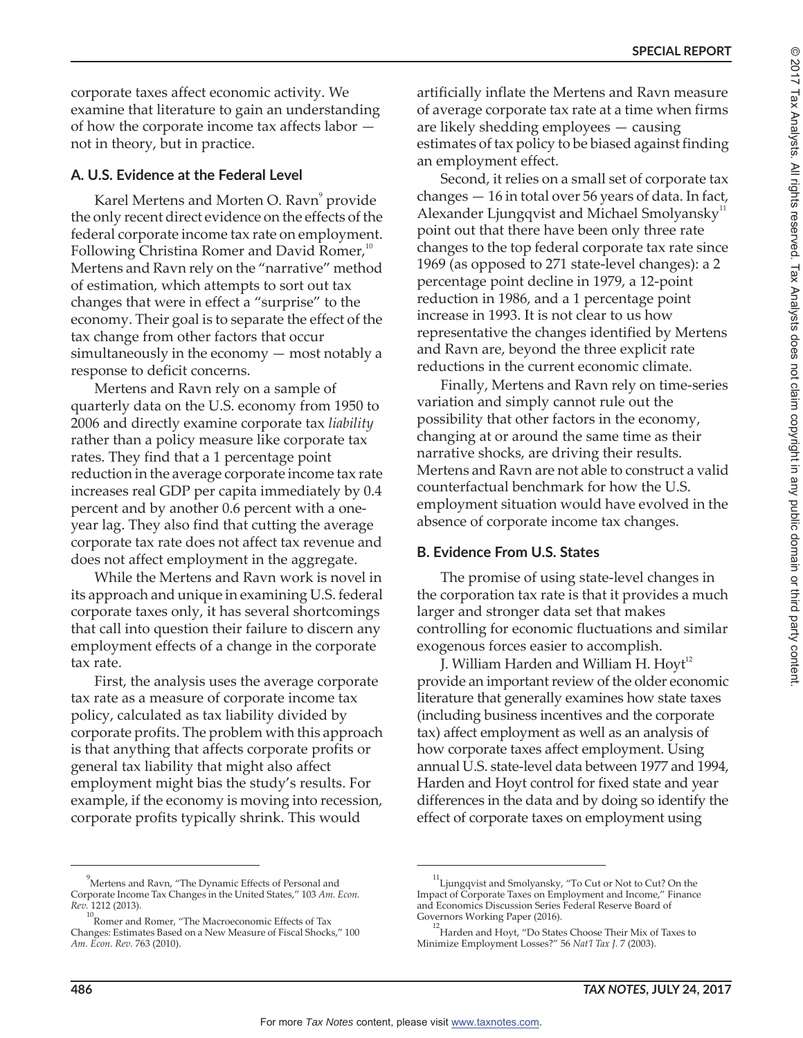corporate taxes affect economic activity. We examine that literature to gain an understanding of how the corporate income tax affects labor — not in theory, but in practice.

### A. U.S. Evidence at the Federal Level

Karel Mertens and Morten O. Ravn[9] provide the only recent direct evidence on the effects of the federal corporate income tax rate on employment. Following Christina Romer and David Romer,[10] Mertens and Ravn rely on the "narrative" method of estimation, which attempts to sort out tax changes that were in effect a "surprise" to the economy. Their goal is to separate the effect of the tax change from other factors that occur simultaneously in the economy — most notably a response to deficit concerns.

Mertens and Ravn rely on a sample of quarterly data on the U.S. economy from 1950 to 2006 and directly examine corporate tax *liability* rather than a policy measure like corporate tax rates. They find that a 1 percentage point reduction in the average corporate income tax rate increases real GDP per capita immediately by 0.4 percent and by another 0.6 percent with a one-year lag. They also find that cutting the average corporate tax rate does not affect tax revenue and does not affect employment in the aggregate.

While the Mertens and Ravn work is novel in its approach and unique in examining U.S. federal corporate taxes only, it has several shortcomings that call into question their failure to discern any employment effects of a change in the corporate tax rate.

First, the analysis uses the average corporate tax rate as a measure of corporate income tax policy, calculated as tax liability divided by corporate profits. The problem with this approach is that anything that affects corporate profits or general tax liability that might also affect employment might bias the study's results. For example, if the economy is moving into recession, corporate profits typically shrink. This would artificially inflate the Mertens and Ravn measure of average corporate tax rate at a time when firms are likely shedding employees — causing estimates of tax policy to be biased against finding an employment effect.

Second, it relies on a small set of corporate tax changes — 16 in total over 56 years of data. In fact, Alexander Ljungqvist and Michael Smolyansky[11] point out that there have been only three rate changes to the top federal corporate tax rate since 1969 (as opposed to 271 state-level changes): a 2 percentage point decline in 1979, a 12-point reduction in 1986, and a 1 percentage point increase in 1993. It is not clear to us how representative the changes identified by Mertens and Ravn are, beyond the three explicit rate reductions in the current economic climate.

Finally, Mertens and Ravn rely on time-series variation and simply cannot rule out the possibility that other factors in the economy, changing at or around the same time as their narrative shocks, are driving their results. Mertens and Ravn are not able to construct a valid counterfactual benchmark for how the U.S. employment situation would have evolved in the absence of corporate income tax changes.

### B. Evidence From U.S. States

The promise of using state-level changes in the corporation tax rate is that it provides a much larger and stronger data set that makes controlling for economic fluctuations and similar exogenous forces easier to accomplish.

J. William Harden and William H. Hoyt[12] provide an important review of the older economic literature that generally examines how state taxes (including business incentives and the corporate tax) affect employment as well as an analysis of how corporate taxes affect employment. Using annual U.S. state-level data between 1977 and 1994, Harden and Hoyt control for fixed state and year differences in the data and by doing so identify the effect of corporate taxes on employment using

---

[9] Mertens and Ravn, "The Dynamic Effects of Personal and Corporate Income Tax Changes in the United States," 103 *Am. Econ. Rev.* 1212 (2013).

[10] Romer and Romer, "The Macroeconomic Effects of Tax Changes: Estimates Based on a New Measure of Fiscal Shocks," 100 *Am. Econ. Rev.* 763 (2010).

[11] Ljungqvist and Smolyansky, "To Cut or Not to Cut? On the Impact of Corporate Taxes on Employment and Income," Finance and Economics Discussion Series Federal Reserve Board of Governors Working Paper (2016).

[12] Harden and Hoyt, "Do States Choose Their Mix of Taxes to Minimize Employment Losses?" 56 *Nat'l Tax J.* 7 (2003).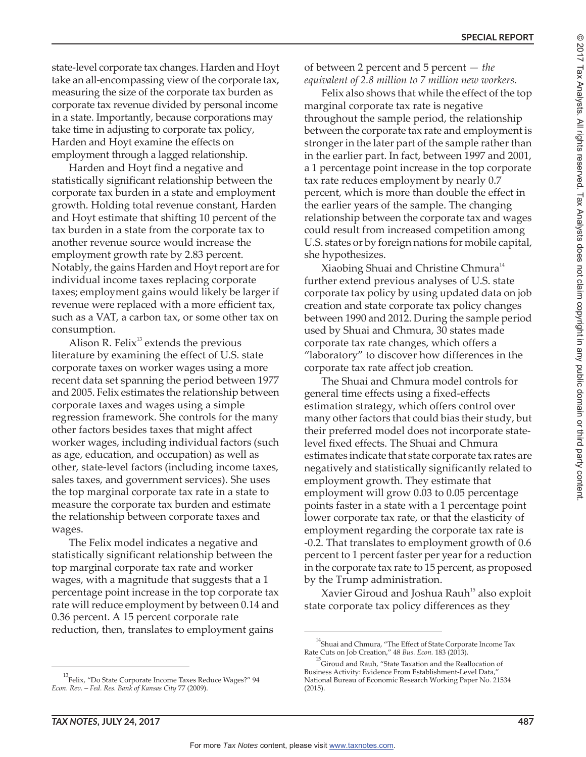state-level corporate tax changes. Harden and Hoyt take an all-encompassing view of the corporate tax, measuring the size of the corporate tax burden as corporate tax revenue divided by personal income in a state. Importantly, because corporations may take time in adjusting to corporate tax policy, Harden and Hoyt examine the effects on employment through a lagged relationship.

Harden and Hoyt find a negative and statistically significant relationship between the corporate tax burden in a state and employment growth. Holding total revenue constant, Harden and Hoyt estimate that shifting 10 percent of the tax burden in a state from the corporate tax to another revenue source would increase the employment growth rate by 2.83 percent. Notably, the gains Harden and Hoyt report are for individual income taxes replacing corporate taxes; employment gains would likely be larger if revenue were replaced with a more efficient tax, such as a VAT, a carbon tax, or some other tax on consumption.

Alison R. Felix[13] extends the previous literature by examining the effect of U.S. state corporate taxes on worker wages using a more recent data set spanning the period between 1977 and 2005. Felix estimates the relationship between corporate taxes and wages using a simple regression framework. She controls for the many other factors besides taxes that might affect worker wages, including individual factors (such as age, education, and occupation) as well as other, state-level factors (including income taxes, sales taxes, and government services). She uses the top marginal corporate tax rate in a state to measure the corporate tax burden and estimate the relationship between corporate taxes and wages.

The Felix model indicates a negative and statistically significant relationship between the top marginal corporate tax rate and worker wages, with a magnitude that suggests that a 1 percentage point increase in the top corporate tax rate will reduce employment by between 0.14 and 0.36 percent. A 15 percent corporate rate reduction, then, translates to employment gains of between 2 percent and 5 percent — *the equivalent of 2.8 million to 7 million new workers.*

Felix also shows that while the effect of the top marginal corporate tax rate is negative throughout the sample period, the relationship between the corporate tax rate and employment is stronger in the later part of the sample rather than in the earlier part. In fact, between 1997 and 2001, a 1 percentage point increase in the top corporate tax rate reduces employment by nearly 0.7 percent, which is more than double the effect in the earlier years of the sample. The changing relationship between the corporate tax and wages could result from increased competition among U.S. states or by foreign nations for mobile capital, she hypothesizes.

Xiaobing Shuai and Christine Chmura[14] further extend previous analyses of U.S. state corporate tax policy by using updated data on job creation and state corporate tax policy changes between 1990 and 2012. During the sample period used by Shuai and Chmura, 30 states made corporate tax rate changes, which offers a "laboratory" to discover how differences in the corporate tax rate affect job creation.

The Shuai and Chmura model controls for general time effects using a fixed-effects estimation strategy, which offers control over many other factors that could bias their study, but their preferred model does not incorporate state-level fixed effects. The Shuai and Chmura estimates indicate that state corporate tax rates are negatively and statistically significantly related to employment growth. They estimate that employment will grow 0.03 to 0.05 percentage points faster in a state with a 1 percentage point lower corporate tax rate, or that the elasticity of employment regarding the corporate tax rate is -0.2. That translates to employment growth of 0.6 percent to 1 percent faster per year for a reduction in the corporate tax rate to 15 percent, as proposed by the Trump administration.

Xavier Giroud and Joshua Rauh[15] also exploit state corporate tax policy differences as they

---

[13] Felix, "Do State Corporate Income Taxes Reduce Wages?" 94 *Econ. Rev. – Fed. Res. Bank of Kansas City* 77 (2009).

[14] Shuai and Chmura, "The Effect of State Corporate Income Tax Rate Cuts on Job Creation," 48 *Bus. Econ.* 183 (2013).

[15] Giroud and Rauh, "State Taxation and the Reallocation of Business Activity: Evidence From Establishment-Level Data," National Bureau of Economic Research Working Paper No. 21534 (2015).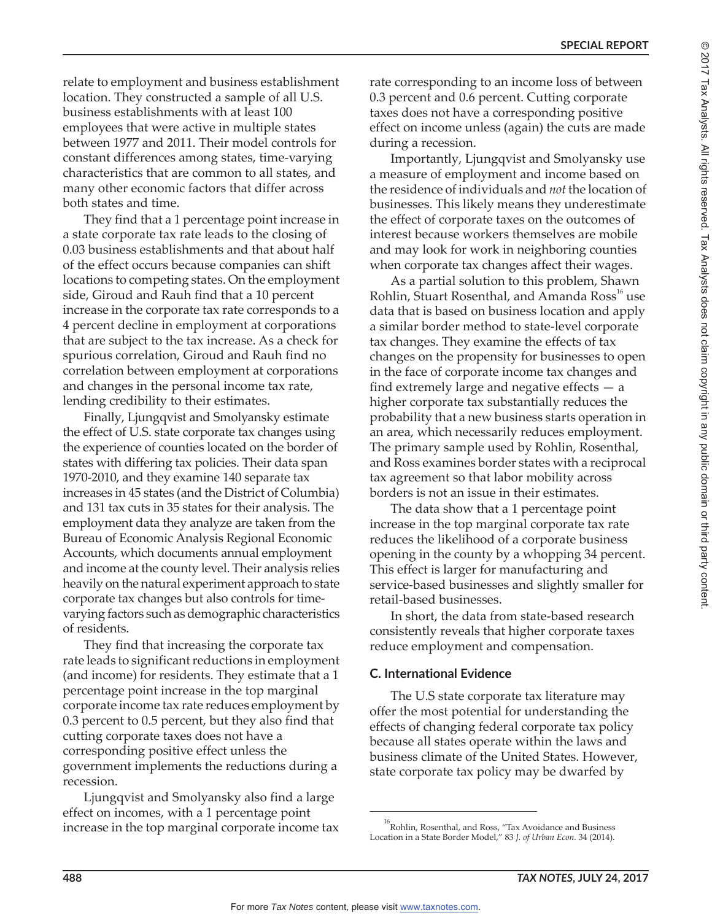relate to employment and business establishment location. They constructed a sample of all U.S. business establishments with at least 100 employees that were active in multiple states between 1977 and 2011. Their model controls for constant differences among states, time-varying characteristics that are common to all states, and many other economic factors that differ across both states and time.

They find that a 1 percentage point increase in a state corporate tax rate leads to the closing of 0.03 business establishments and that about half of the effect occurs because companies can shift locations to competing states. On the employment side, Giroud and Rauh find that a 10 percent increase in the corporate tax rate corresponds to a 4 percent decline in employment at corporations that are subject to the tax increase. As a check for spurious correlation, Giroud and Rauh find no correlation between employment at corporations and changes in the personal income tax rate, lending credibility to their estimates.

Finally, Ljungqvist and Smolyansky estimate the effect of U.S. state corporate tax changes using the experience of counties located on the border of states with differing tax policies. Their data span 1970-2010, and they examine 140 separate tax increases in 45 states (and the District of Columbia) and 131 tax cuts in 35 states for their analysis. The employment data they analyze are taken from the Bureau of Economic Analysis Regional Economic Accounts, which documents annual employment and income at the county level. Their analysis relies heavily on the natural experiment approach to state corporate tax changes but also controls for time-varying factors such as demographic characteristics of residents.

They find that increasing the corporate tax rate leads to significant reductions in employment (and income) for residents. They estimate that a 1 percentage point increase in the top marginal corporate income tax rate reduces employment by 0.3 percent to 0.5 percent, but they also find that cutting corporate taxes does not have a corresponding positive effect unless the government implements the reductions during a recession.

Ljungqvist and Smolyansky also find a large effect on incomes, with a 1 percentage point increase in the top marginal corporate income tax rate corresponding to an income loss of between 0.3 percent and 0.6 percent. Cutting corporate taxes does not have a corresponding positive effect on income unless (again) the cuts are made during a recession.

Importantly, Ljungqvist and Smolyansky use a measure of employment and income based on the residence of individuals and *not* the location of businesses. This likely means they underestimate the effect of corporate taxes on the outcomes of interest because workers themselves are mobile and may look for work in neighboring counties when corporate tax changes affect their wages.

As a partial solution to this problem, Shawn Rohlin, Stuart Rosenthal, and Amanda Ross[16] use data that is based on business location and apply a similar border method to state-level corporate tax changes. They examine the effects of tax changes on the propensity for businesses to open in the face of corporate income tax changes and find extremely large and negative effects — a higher corporate tax substantially reduces the probability that a new business starts operation in an area, which necessarily reduces employment. The primary sample used by Rohlin, Rosenthal, and Ross examines border states with a reciprocal tax agreement so that labor mobility across borders is not an issue in their estimates.

The data show that a 1 percentage point increase in the top marginal corporate tax rate reduces the likelihood of a corporate business opening in the county by a whopping 34 percent. This effect is larger for manufacturing and service-based businesses and slightly smaller for retail-based businesses.

In short, the data from state-based research consistently reveals that higher corporate taxes reduce employment and compensation.

### C. International Evidence

The U.S state corporate tax literature may offer the most potential for understanding the effects of changing federal corporate tax policy because all states operate within the laws and business climate of the United States. However, state corporate tax policy may be dwarfed by

[16] Rohlin, Rosenthal, and Ross, "Tax Avoidance and Business Location in a State Border Model," 83 *J. of Urban Econ.* 34 (2014).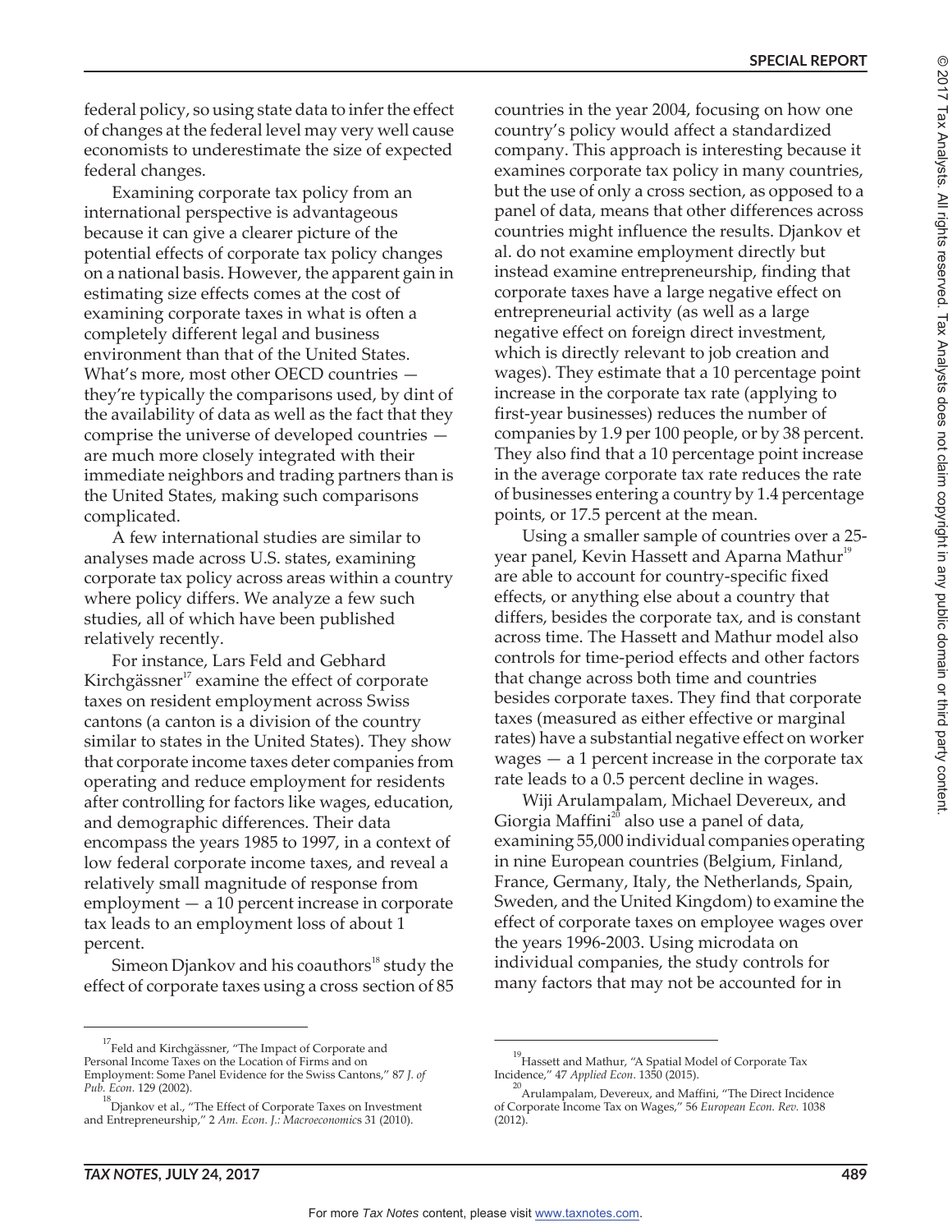federal policy, so using state data to infer the effect of changes at the federal level may very well cause economists to underestimate the size of expected federal changes.

Examining corporate tax policy from an international perspective is advantageous because it can give a clearer picture of the potential effects of corporate tax policy changes on a national basis. However, the apparent gain in estimating size effects comes at the cost of examining corporate taxes in what is often a completely different legal and business environment than that of the United States. What's more, most other OECD countries — they're typically the comparisons used, by dint of the availability of data as well as the fact that they comprise the universe of developed countries — are much more closely integrated with their immediate neighbors and trading partners than is the United States, making such comparisons complicated.

A few international studies are similar to analyses made across U.S. states, examining corporate tax policy across areas within a country where policy differs. We analyze a few such studies, all of which have been published relatively recently.

For instance, Lars Feld and Gebhard Kirchgässner[17] examine the effect of corporate taxes on resident employment across Swiss cantons (a canton is a division of the country similar to states in the United States). They show that corporate income taxes deter companies from operating and reduce employment for residents after controlling for factors like wages, education, and demographic differences. Their data encompass the years 1985 to 1997, in a context of low federal corporate income taxes, and reveal a relatively small magnitude of response from employment — a 10 percent increase in corporate tax leads to an employment loss of about 1 percent.

Simeon Djankov and his coauthors[18] study the effect of corporate taxes using a cross section of 85 countries in the year 2004, focusing on how one country's policy would affect a standardized company. This approach is interesting because it examines corporate tax policy in many countries, but the use of only a cross section, as opposed to a panel of data, means that other differences across countries might influence the results. Djankov et al. do not examine employment directly but instead examine entrepreneurship, finding that corporate taxes have a large negative effect on entrepreneurial activity (as well as a large negative effect on foreign direct investment, which is directly relevant to job creation and wages). They estimate that a 10 percentage point increase in the corporate tax rate (applying to first-year businesses) reduces the number of companies by 1.9 per 100 people, or by 38 percent. They also find that a 10 percentage point increase in the average corporate tax rate reduces the rate of businesses entering a country by 1.4 percentage points, or 17.5 percent at the mean.

Using a smaller sample of countries over a 25-year panel, Kevin Hassett and Aparna Mathur[19] are able to account for country-specific fixed effects, or anything else about a country that differs, besides the corporate tax, and is constant across time. The Hassett and Mathur model also controls for time-period effects and other factors that change across both time and countries besides corporate taxes. They find that corporate taxes (measured as either effective or marginal rates) have a substantial negative effect on worker wages — a 1 percent increase in the corporate tax rate leads to a 0.5 percent decline in wages.

Wiji Arulampalam, Michael Devereux, and Giorgia Maffini[20] also use a panel of data, examining 55,000 individual companies operating in nine European countries (Belgium, Finland, France, Germany, Italy, the Netherlands, Spain, Sweden, and the United Kingdom) to examine the effect of corporate taxes on employee wages over the years 1996-2003. Using microdata on individual companies, the study controls for many factors that may not be accounted for in

---

[17] Feld and Kirchgässner, "The Impact of Corporate and Personal Income Taxes on the Location of Firms and on Employment: Some Panel Evidence for the Swiss Cantons," 87 *J. of Pub. Econ.* 129 (2002).

[18] Djankov et al., "The Effect of Corporate Taxes on Investment and Entrepreneurship," 2 *Am. Econ. J.: Macroeconomics* 31 (2010).

[19] Hassett and Mathur, "A Spatial Model of Corporate Tax Incidence," 47 *Applied Econ*. 1350 (2015).

[20] Arulampalam, Devereux, and Maffini, "The Direct Incidence of Corporate Income Tax on Wages," 56 *European Econ. Rev.* 1038 (2012).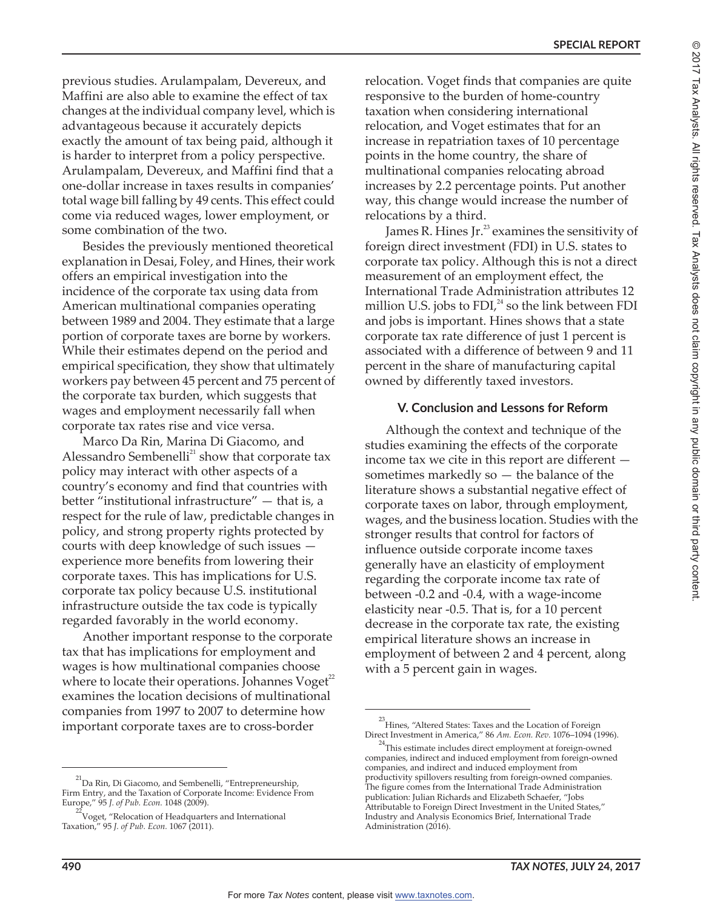previous studies. Arulampalam, Devereux, and Maffini are also able to examine the effect of tax changes at the individual company level, which is advantageous because it accurately depicts exactly the amount of tax being paid, although it is harder to interpret from a policy perspective. Arulampalam, Devereux, and Maffini find that a one-dollar increase in taxes results in companies' total wage bill falling by 49 cents. This effect could come via reduced wages, lower employment, or some combination of the two.

Besides the previously mentioned theoretical explanation in Desai, Foley, and Hines, their work offers an empirical investigation into the incidence of the corporate tax using data from American multinational companies operating between 1989 and 2004. They estimate that a large portion of corporate taxes are borne by workers. While their estimates depend on the period and empirical specification, they show that ultimately workers pay between 45 percent and 75 percent of the corporate tax burden, which suggests that wages and employment necessarily fall when corporate tax rates rise and vice versa.

Marco Da Rin, Marina Di Giacomo, and Alessandro Sembenelli[21] show that corporate tax policy may interact with other aspects of a country's economy and find that countries with better "institutional infrastructure" — that is, a respect for the rule of law, predictable changes in policy, and strong property rights protected by courts with deep knowledge of such issues — experience more benefits from lowering their corporate taxes. This has implications for U.S. corporate tax policy because U.S. institutional infrastructure outside the tax code is typically regarded favorably in the world economy.

Another important response to the corporate tax that has implications for employment and wages is how multinational companies choose where to locate their operations. Johannes Voget[22] examines the location decisions of multinational companies from 1997 to 2007 to determine how important corporate taxes are to cross-border relocation. Voget finds that companies are quite responsive to the burden of home-country taxation when considering international relocation, and Voget estimates that for an increase in repatriation taxes of 10 percentage points in the home country, the share of multinational companies relocating abroad increases by 2.2 percentage points. Put another way, this change would increase the number of relocations by a third.

James R. Hines Jr.[23] examines the sensitivity of foreign direct investment (FDI) in U.S. states to corporate tax policy. Although this is not a direct measurement of an employment effect, the International Trade Administration attributes 12 million U.S. jobs to FDI,[24] so the link between FDI and jobs is important. Hines shows that a state corporate tax rate difference of just 1 percent is associated with a difference of between 9 and 11 percent in the share of manufacturing capital owned by differently taxed investors.

## V. Conclusion and Lessons for Reform

Although the context and technique of the studies examining the effects of the corporate income tax we cite in this report are different — sometimes markedly so — the balance of the literature shows a substantial negative effect of corporate taxes on labor, through employment, wages, and the business location. Studies with the stronger results that control for factors of influence outside corporate income taxes generally have an elasticity of employment regarding the corporate income tax rate of between -0.2 and -0.4, with a wage-income elasticity near -0.5. That is, for a 10 percent decrease in the corporate tax rate, the existing empirical literature shows an increase in employment of between 2 and 4 percent, along with a 5 percent gain in wages.

---

[21] Da Rin, Di Giacomo, and Sembenelli, "Entrepreneurship, Firm Entry, and the Taxation of Corporate Income: Evidence From Europe," 95 *J. of Pub. Econ.* 1048 (2009).

[22] Voget, "Relocation of Headquarters and International Taxation," 95 *J. of Pub. Econ.* 1067 (2011).

[23] Hines, "Altered States: Taxes and the Location of Foreign Direct Investment in America," 86 *Am. Econ. Rev.* 1076–1094 (1996).

[24] This estimate includes direct employment at foreign-owned companies, indirect and induced employment from foreign-owned companies, and indirect and induced employment from productivity spillovers resulting from foreign-owned companies. The figure comes from the International Trade Administration publication: Julian Richards and Elizabeth Schaefer, "Jobs Attributable to Foreign Direct Investment in the United States," Industry and Analysis Economics Brief, International Trade Administration (2016).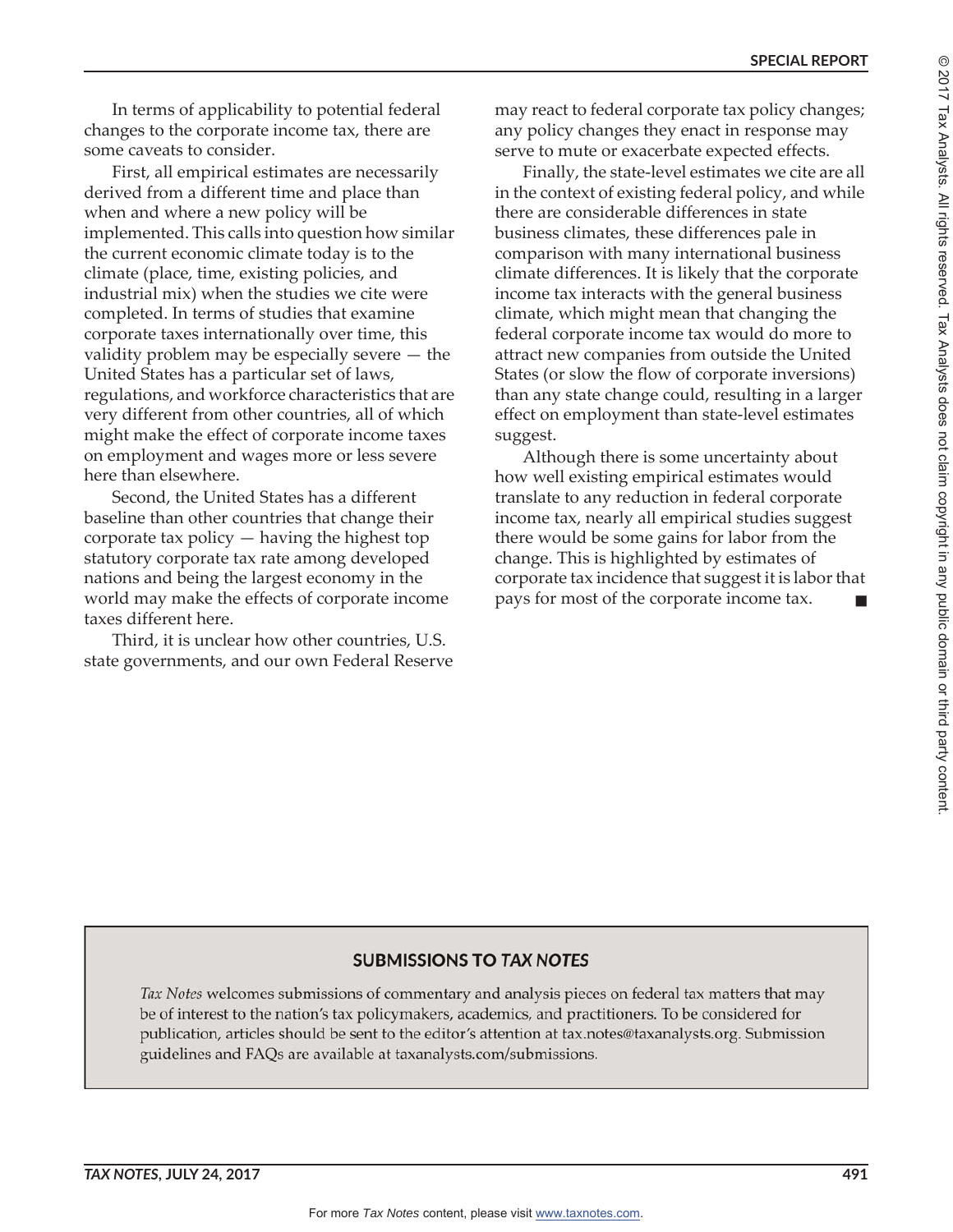In terms of applicability to potential federal changes to the corporate income tax, there are some caveats to consider.

First, all empirical estimates are necessarily derived from a different time and place than when and where a new policy will be implemented. This calls into question how similar the current economic climate today is to the climate (place, time, existing policies, and industrial mix) when the studies we cite were completed. In terms of studies that examine corporate taxes internationally over time, this validity problem may be especially severe — the United States has a particular set of laws, regulations, and workforce characteristics that are very different from other countries, all of which might make the effect of corporate income taxes on employment and wages more or less severe here than elsewhere.

Second, the United States has a different baseline than other countries that change their corporate tax policy — having the highest top statutory corporate tax rate among developed nations and being the largest economy in the world may make the effects of corporate income taxes different here.

Third, it is unclear how other countries, U.S. state governments, and our own Federal Reserve may react to federal corporate tax policy changes; any policy changes they enact in response may serve to mute or exacerbate expected effects.

Finally, the state-level estimates we cite are all in the context of existing federal policy, and while there are considerable differences in state business climates, these differences pale in comparison with many international business climate differences. It is likely that the corporate income tax interacts with the general business climate, which might mean that changing the federal corporate income tax would do more to attract new companies from outside the United States (or slow the flow of corporate inversions) than any state change could, resulting in a larger effect on employment than state-level estimates suggest.

Although there is some uncertainty about how well existing empirical estimates would translate to any reduction in federal corporate income tax, nearly all empirical studies suggest there would be some gains for labor from the change. This is highlighted by estimates of corporate tax incidence that suggest it is labor that pays for most of the corporate income tax. ■

## SUBMISSIONS TO *TAX NOTES*

*Tax Notes* welcomes submissions of commentary and analysis pieces on federal tax matters that may be of interest to the nation's tax policymakers, academics, and practitioners. To be considered for publication, articles should be sent to the editor's attention at tax.notes@taxanalysts.org. Submission guidelines and FAQs are available at taxanalysts.com/submissions.